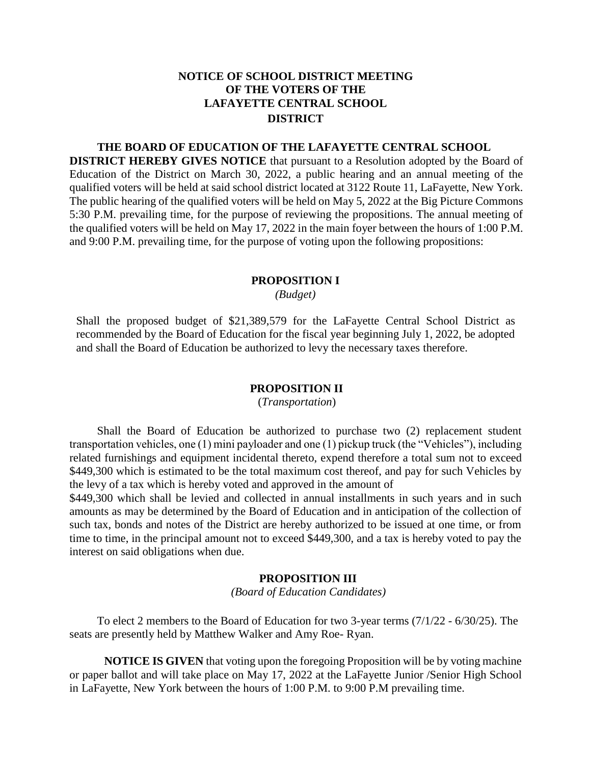# NOTICE OF SCHOOL DISTRICT MEETING OF THE VOTERS OF THE LAFAYETTE CENTRAL SCHOOL DISTRICT

**THE BOARD OF EDUCATION OF THE LAFAYETTE CENTRAL SCHOOL DISTRICT HEREBY GIVES NOTICE** that pursuant to a Resolution adopted by the Board of Education of the District on March 30, 2022, a public hearing and an annual meeting of the qualified voters will be held at said school district located at 3122 Route 11, LaFayette, New York. The public hearing of the qualified voters will be held on May 5, 2022 at the Big Picture Commons 5:30 P.M. prevailing time, for the purpose of reviewing the propositions. The annual meeting of the qualified voters will be held on May 17, 2022 in the main foyer between the hours of 1:00 P.M. and 9:00 P.M. prevailing time, for the purpose of voting upon the following propositions:

## PROPOSITION I

*(Budget)*

Shall the proposed budget of $21,389,579 for the LaFayette Central School District as recommended by the Board of Education for the fiscal year beginning July 1, 2022, be adopted and shall the Board of Education be authorized to levy the necessary taxes therefore.

## PROPOSITION II

(*Transportation*)

Shall the Board of Education be authorized to purchase two (2) replacement student transportation vehicles, one (1) mini payloader and one (1) pickup truck (the "Vehicles"), including related furnishings and equipment incidental thereto, expend therefore a total sum not to exceed $449,300 which is estimated to be the total maximum cost thereof, and pay for such Vehicles by the levy of a tax which is hereby voted and approved in the amount of $449,300 which shall be levied and collected in annual installments in such years and in such amounts as may be determined by the Board of Education and in anticipation of the collection of such tax, bonds and notes of the District are hereby authorized to be issued at one time, or from time to time, in the principal amount not to exceed $449,300, and a tax is hereby voted to pay the interest on said obligations when due.

## PROPOSITION III

*(Board of Education Candidates)*

To elect 2 members to the Board of Education for two 3-year terms (7/1/22 - 6/30/25). The seats are presently held by Matthew Walker and Amy Roe- Ryan.

**NOTICE IS GIVEN** that voting upon the foregoing Proposition will be by voting machine or paper ballot and will take place on May 17, 2022 at the LaFayette Junior /Senior High School in LaFayette, New York between the hours of 1:00 P.M. to 9:00 P.M prevailing time.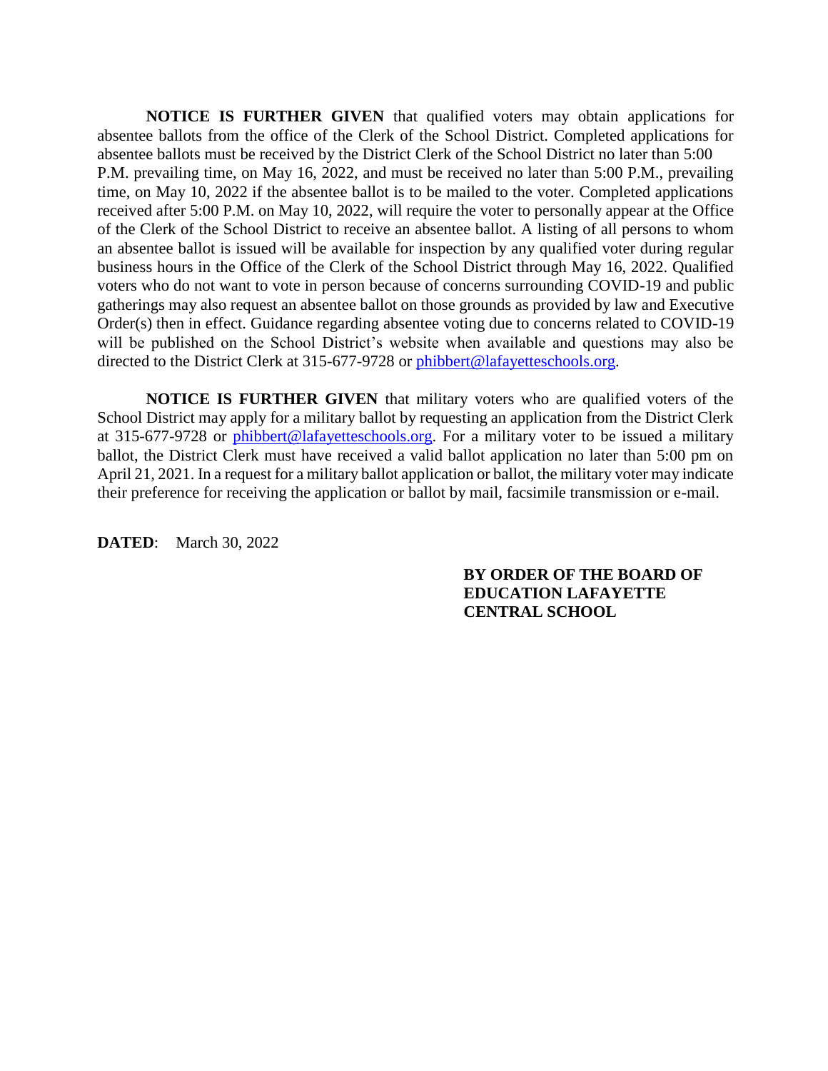**NOTICE IS FURTHER GIVEN** that qualified voters may obtain applications for absentee ballots from the office of the Clerk of the School District. Completed applications for absentee ballots must be received by the District Clerk of the School District no later than 5:00 P.M. prevailing time, on May 16, 2022, and must be received no later than 5:00 P.M., prevailing time, on May 10, 2022 if the absentee ballot is to be mailed to the voter. Completed applications received after 5:00 P.M. on May 10, 2022, will require the voter to personally appear at the Office of the Clerk of the School District to receive an absentee ballot. A listing of all persons to whom an absentee ballot is issued will be available for inspection by any qualified voter during regular business hours in the Office of the Clerk of the School District through May 16, 2022. Qualified voters who do not want to vote in person because of concerns surrounding COVID-19 and public gatherings may also request an absentee ballot on those grounds as provided by law and Executive Order(s) then in effect. Guidance regarding absentee voting due to concerns related to COVID-19 will be published on the School District's website when available and questions may also be directed to the District Clerk at 315-677-9728 or phibbert@lafayetteschools.org.

**NOTICE IS FURTHER GIVEN** that military voters who are qualified voters of the School District may apply for a military ballot by requesting an application from the District Clerk at 315-677-9728 or phibbert@lafayetteschools.org. For a military voter to be issued a military ballot, the District Clerk must have received a valid ballot application no later than 5:00 pm on April 21, 2021. In a request for a military ballot application or ballot, the military voter may indicate their preference for receiving the application or ballot by mail, facsimile transmission or e-mail.

**DATED**: March 30, 2022

**BY ORDER OF THE BOARD OF EDUCATION LAFAYETTE CENTRAL SCHOOL**